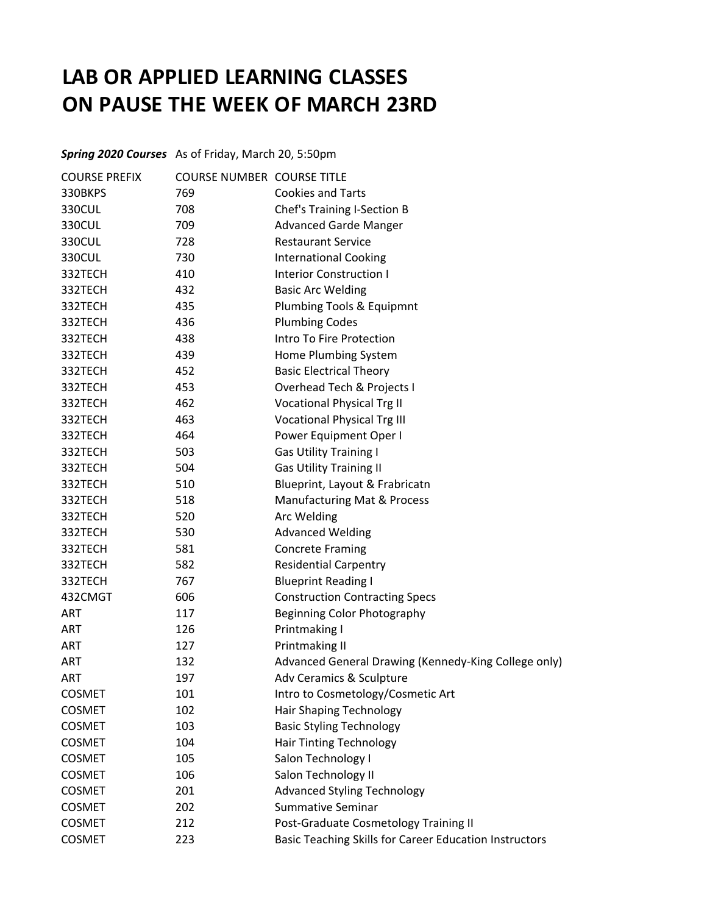# LAB OR APPLIED LEARNING CLASSES ON PAUSE THE WEEK OF MARCH 23RD

***Spring 2020 Courses*** As of Friday, March 20, 5:50pm

| COURSE PREFIX | COURSE NUMBER | COURSE TITLE |
|---|---|---|
| 330BKPS | 769 | Cookies and Tarts |
| 330CUL | 708 | Chef's Training I-Section B |
| 330CUL | 709 | Advanced Garde Manger |
| 330CUL | 728 | Restaurant Service |
| 330CUL | 730 | International Cooking |
| 332TECH | 410 | Interior Construction I |
| 332TECH | 432 | Basic Arc Welding |
| 332TECH | 435 | Plumbing Tools & Equipmnt |
| 332TECH | 436 | Plumbing Codes |
| 332TECH | 438 | Intro To Fire Protection |
| 332TECH | 439 | Home Plumbing System |
| 332TECH | 452 | Basic Electrical Theory |
| 332TECH | 453 | Overhead Tech & Projects I |
| 332TECH | 462 | Vocational Physical Trg II |
| 332TECH | 463 | Vocational Physical Trg III |
| 332TECH | 464 | Power Equipment Oper I |
| 332TECH | 503 | Gas Utility Training I |
| 332TECH | 504 | Gas Utility Training II |
| 332TECH | 510 | Blueprint, Layout & Frabricatn |
| 332TECH | 518 | Manufacturing Mat & Process |
| 332TECH | 520 | Arc Welding |
| 332TECH | 530 | Advanced Welding |
| 332TECH | 581 | Concrete Framing |
| 332TECH | 582 | Residential Carpentry |
| 332TECH | 767 | Blueprint Reading I |
| 432CMGT | 606 | Construction Contracting Specs |
| ART | 117 | Beginning Color Photography |
| ART | 126 | Printmaking I |
| ART | 127 | Printmaking II |
| ART | 132 | Advanced General Drawing (Kennedy-King College only) |
| ART | 197 | Adv Ceramics & Sculpture |
| COSMET | 101 | Intro to Cosmetology/Cosmetic Art |
| COSMET | 102 | Hair Shaping Technology |
| COSMET | 103 | Basic Styling Technology |
| COSMET | 104 | Hair Tinting Technology |
| COSMET | 105 | Salon Technology I |
| COSMET | 106 | Salon Technology II |
| COSMET | 201 | Advanced Styling Technology |
| COSMET | 202 | Summative Seminar |
| COSMET | 212 | Post-Graduate Cosmetology Training II |
| COSMET | 223 | Basic Teaching Skills for Career Education Instructors |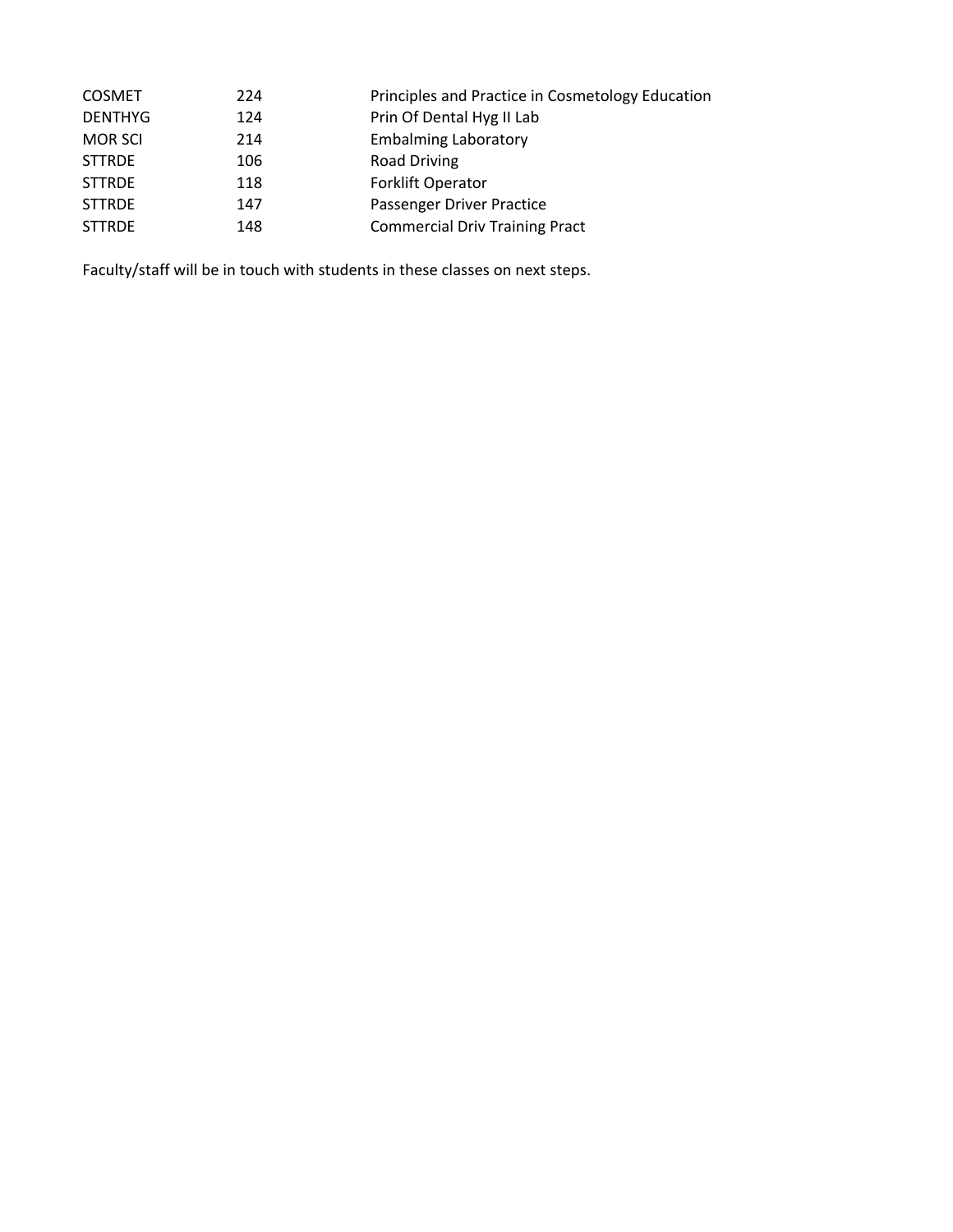| | | |
|---|---|---|
| COSMET | 224 | Principles and Practice in Cosmetology Education |
| DENTHYG | 124 | Prin Of Dental Hyg II Lab |
| MOR SCI | 214 | Embalming Laboratory |
| STTRDE | 106 | Road Driving |
| STTRDE | 118 | Forklift Operator |
| STTRDE | 147 | Passenger Driver Practice |
| STTRDE | 148 | Commercial Driv Training Pract |

Faculty/staff will be in touch with students in these classes on next steps.